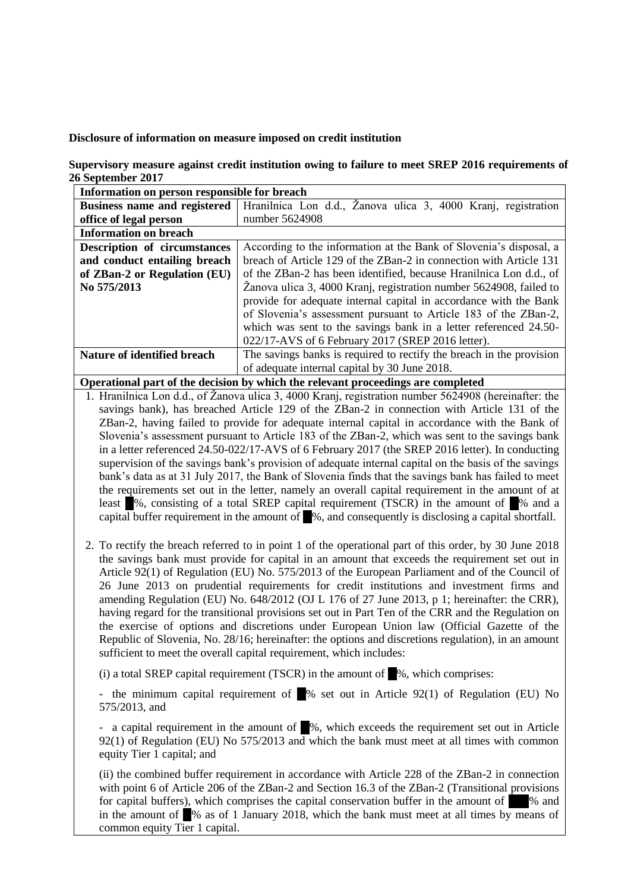**Disclosure of information on measure imposed on credit institution**

**Supervisory measure against credit institution owing to failure to meet SREP 2016 requirements of 26 September 2017**

| **Information on person responsible for breach** | |
|---|---|
| **Business name and registered office of legal person** | Hranilnica Lon d.d., Žanova ulica 3, 4000 Kranj, registration number 5624908 |
| **Information on breach** | |
| **Description of circumstances and conduct entailing breach of ZBan-2 or Regulation (EU) No 575/2013** | According to the information at the Bank of Slovenia's disposal, a breach of Article 129 of the ZBan-2 in connection with Article 131 of the ZBan-2 has been identified, because Hranilnica Lon d.d., of Žanova ulica 3, 4000 Kranj, registration number 5624908, failed to provide for adequate internal capital in accordance with the Bank of Slovenia's assessment pursuant to Article 183 of the ZBan-2, which was sent to the savings bank in a letter referenced 24.50-022/17-AVS of 6 February 2017 (SREP 2016 letter). |
| **Nature of identified breach** | The savings banks is required to rectify the breach in the provision of adequate internal capital by 30 June 2018. |

**Operational part of the decision by which the relevant proceedings are completed**

1. Hranilnica Lon d.d., of Žanova ulica 3, 4000 Kranj, registration number 5624908 (hereinafter: the savings bank), has breached Article 129 of the ZBan-2 in connection with Article 131 of the ZBan-2, having failed to provide for adequate internal capital in accordance with the Bank of Slovenia's assessment pursuant to Article 183 of the ZBan-2, which was sent to the savings bank in a letter referenced 24.50-022/17-AVS of 6 February 2017 (the SREP 2016 letter). In conducting supervision of the savings bank's provision of adequate internal capital on the basis of the savings bank's data as at 31 July 2017, the Bank of Slovenia finds that the savings bank has failed to meet the requirements set out in the letter, namely an overall capital requirement in the amount of at least █%, consisting of a total SREP capital requirement (TSCR) in the amount of █% and a capital buffer requirement in the amount of █%, and consequently is disclosing a capital shortfall.

2. To rectify the breach referred to in point 1 of the operational part of this order, by 30 June 2018 the savings bank must provide for capital in an amount that exceeds the requirement set out in Article 92(1) of Regulation (EU) No. 575/2013 of the European Parliament and of the Council of 26 June 2013 on prudential requirements for credit institutions and investment firms and amending Regulation (EU) No. 648/2012 (OJ L 176 of 27 June 2013, p 1; hereinafter: the CRR), having regard for the transitional provisions set out in Part Ten of the CRR and the Regulation on the exercise of options and discretions under European Union law (Official Gazette of the Republic of Slovenia, No. 28/16; hereinafter: the options and discretions regulation), in an amount sufficient to meet the overall capital requirement, which includes:

   (i) a total SREP capital requirement (TSCR) in the amount of █%, which comprises:

   - the minimum capital requirement of █% set out in Article 92(1) of Regulation (EU) No 575/2013, and

   - a capital requirement in the amount of █%, which exceeds the requirement set out in Article 92(1) of Regulation (EU) No 575/2013 and which the bank must meet at all times with common equity Tier 1 capital; and

   (ii) the combined buffer requirement in accordance with Article 228 of the ZBan-2 in connection with point 6 of Article 206 of the ZBan-2 and Section 16.3 of the ZBan-2 (Transitional provisions for capital buffers), which comprises the capital conservation buffer in the amount of █% and in the amount of █% as of 1 January 2018, which the bank must meet at all times by means of common equity Tier 1 capital.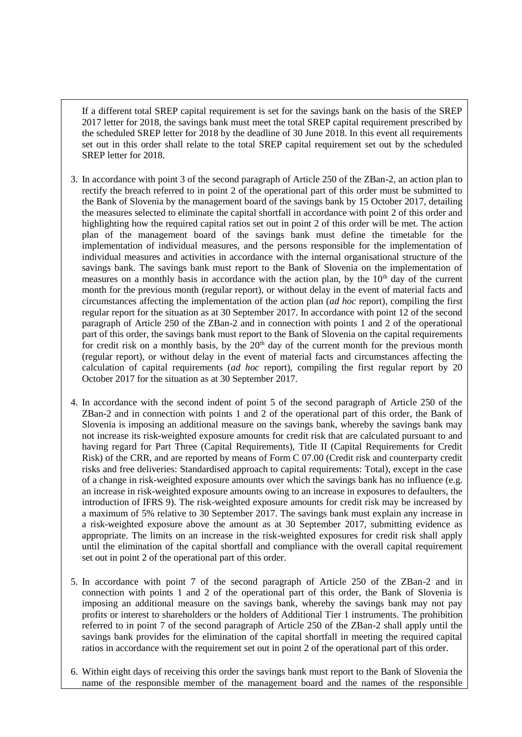If a different total SREP capital requirement is set for the savings bank on the basis of the SREP 2017 letter for 2018, the savings bank must meet the total SREP capital requirement prescribed by the scheduled SREP letter for 2018 by the deadline of 30 June 2018. In this event all requirements set out in this order shall relate to the total SREP capital requirement set out by the scheduled SREP letter for 2018.

3. In accordance with point 3 of the second paragraph of Article 250 of the ZBan-2, an action plan to rectify the breach referred to in point 2 of the operational part of this order must be submitted to the Bank of Slovenia by the management board of the savings bank by 15 October 2017, detailing the measures selected to eliminate the capital shortfall in accordance with point 2 of this order and highlighting how the required capital ratios set out in point 2 of this order will be met. The action plan of the management board of the savings bank must define the timetable for the implementation of individual measures, and the persons responsible for the implementation of individual measures and activities in accordance with the internal organisational structure of the savings bank. The savings bank must report to the Bank of Slovenia on the implementation of measures on a monthly basis in accordance with the action plan, by the 10th day of the current month for the previous month (regular report), or without delay in the event of material facts and circumstances affecting the implementation of the action plan (*ad hoc* report), compiling the first regular report for the situation as at 30 September 2017. In accordance with point 12 of the second paragraph of Article 250 of the ZBan-2 and in connection with points 1 and 2 of the operational part of this order, the savings bank must report to the Bank of Slovenia on the capital requirements for credit risk on a monthly basis, by the 20th day of the current month for the previous month (regular report), or without delay in the event of material facts and circumstances affecting the calculation of capital requirements (*ad hoc* report), compiling the first regular report by 20 October 2017 for the situation as at 30 September 2017.

4. In accordance with the second indent of point 5 of the second paragraph of Article 250 of the ZBan-2 and in connection with points 1 and 2 of the operational part of this order, the Bank of Slovenia is imposing an additional measure on the savings bank, whereby the savings bank may not increase its risk-weighted exposure amounts for credit risk that are calculated pursuant to and having regard for Part Three (Capital Requirements), Title II (Capital Requirements for Credit Risk) of the CRR, and are reported by means of Form C 07.00 (Credit risk and counterparty credit risks and free deliveries: Standardised approach to capital requirements: Total), except in the case of a change in risk-weighted exposure amounts over which the savings bank has no influence (e.g. an increase in risk-weighted exposure amounts owing to an increase in exposures to defaulters, the introduction of IFRS 9). The risk-weighted exposure amounts for credit risk may be increased by a maximum of 5% relative to 30 September 2017. The savings bank must explain any increase in a risk-weighted exposure above the amount as at 30 September 2017, submitting evidence as appropriate. The limits on an increase in the risk-weighted exposures for credit risk shall apply until the elimination of the capital shortfall and compliance with the overall capital requirement set out in point 2 of the operational part of this order.

5. In accordance with point 7 of the second paragraph of Article 250 of the ZBan-2 and in connection with points 1 and 2 of the operational part of this order, the Bank of Slovenia is imposing an additional measure on the savings bank, whereby the savings bank may not pay profits or interest to shareholders or the holders of Additional Tier 1 instruments. The prohibition referred to in point 7 of the second paragraph of Article 250 of the ZBan-2 shall apply until the savings bank provides for the elimination of the capital shortfall in meeting the required capital ratios in accordance with the requirement set out in point 2 of the operational part of this order.

6. Within eight days of receiving this order the savings bank must report to the Bank of Slovenia the name of the responsible member of the management board and the names of the responsible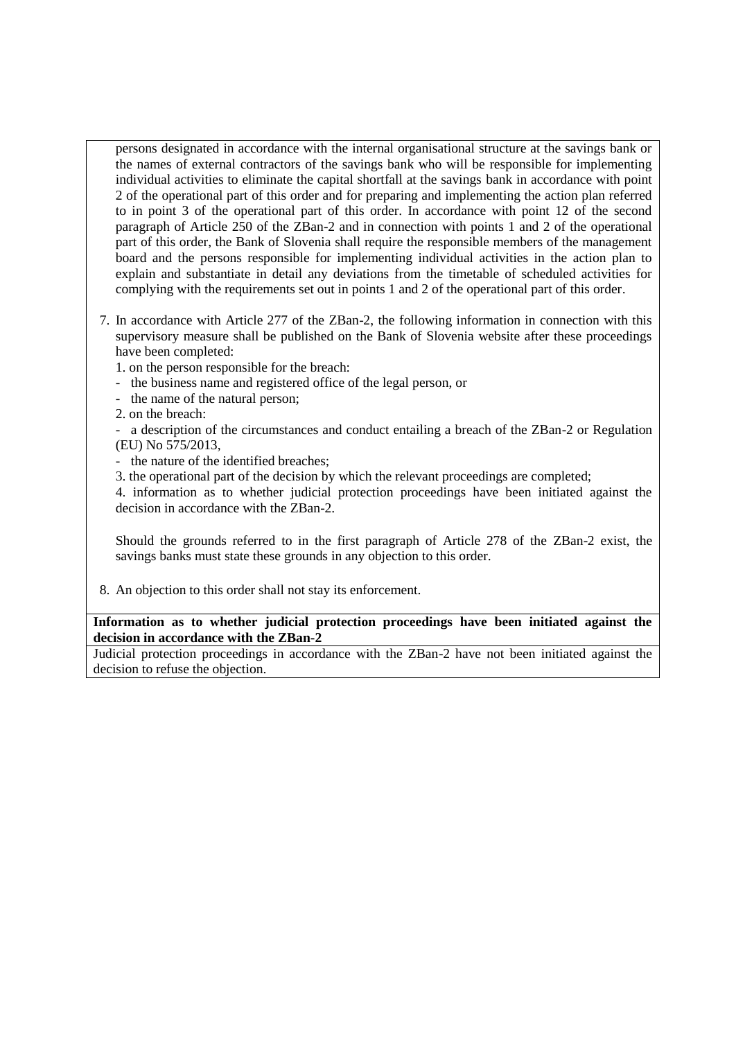persons designated in accordance with the internal organisational structure at the savings bank or the names of external contractors of the savings bank who will be responsible for implementing individual activities to eliminate the capital shortfall at the savings bank in accordance with point 2 of the operational part of this order and for preparing and implementing the action plan referred to in point 3 of the operational part of this order. In accordance with point 12 of the second paragraph of Article 250 of the ZBan-2 and in connection with points 1 and 2 of the operational part of this order, the Bank of Slovenia shall require the responsible members of the management board and the persons responsible for implementing individual activities in the action plan to explain and substantiate in detail any deviations from the timetable of scheduled activities for complying with the requirements set out in points 1 and 2 of the operational part of this order.

7. In accordance with Article 277 of the ZBan-2, the following information in connection with this supervisory measure shall be published on the Bank of Slovenia website after these proceedings have been completed:

   1. on the person responsible for the breach:
   - the business name and registered office of the legal person, or
   - the name of the natural person;

   2. on the breach:
   - a description of the circumstances and conduct entailing a breach of the ZBan-2 or Regulation (EU) No 575/2013,
   - the nature of the identified breaches;

   3. the operational part of the decision by which the relevant proceedings are completed;

   4. information as to whether judicial protection proceedings have been initiated against the decision in accordance with the ZBan-2.

   Should the grounds referred to in the first paragraph of Article 278 of the ZBan-2 exist, the savings banks must state these grounds in any objection to this order.

8. An objection to this order shall not stay its enforcement.

**Information as to whether judicial protection proceedings have been initiated against the decision in accordance with the ZBan-2**

Judicial protection proceedings in accordance with the ZBan-2 have not been initiated against the decision to refuse the objection.